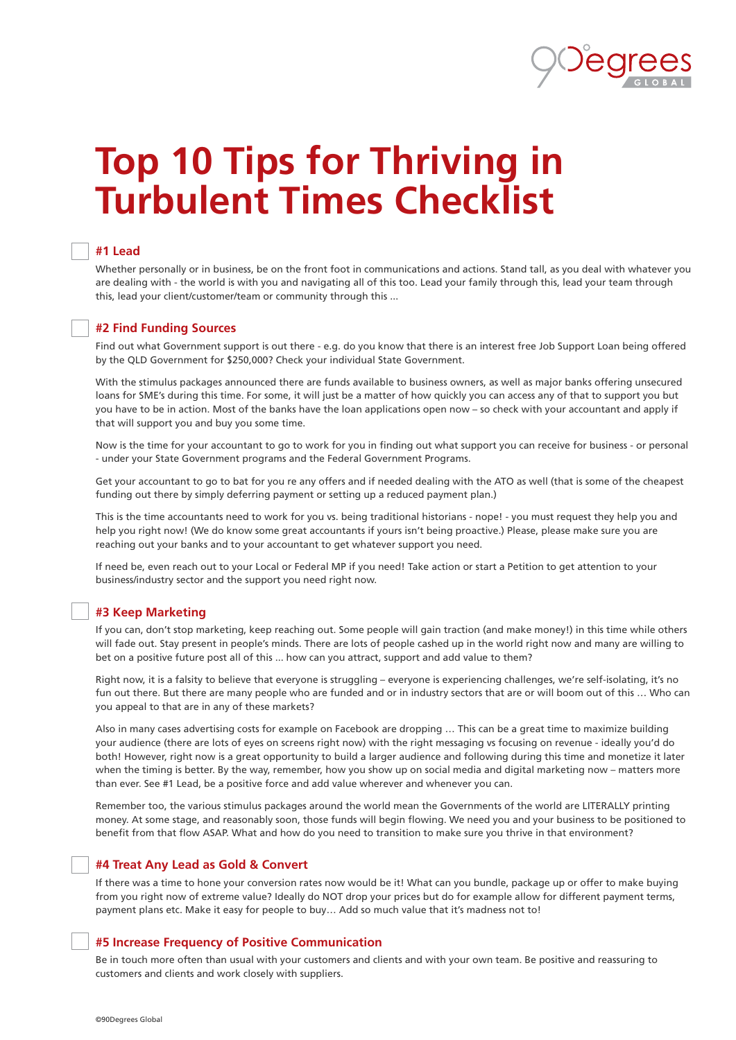# Top 10 Tips for Thriving in Turbulent Times Checklist

## #1 Lead

Whether personally or in business, be on the front foot in communications and actions. Stand tall, as you deal with whatever you are dealing with - the world is with you and navigating all of this too. Lead your family through this, lead your team through this, lead your client/customer/team or community through this ...

## #2 Find Funding Sources

Find out what Government support is out there - e.g. do you know that there is an interest free Job Support Loan being offered by the QLD Government for $250,000? Check your individual State Government.

With the stimulus packages announced there are funds available to business owners, as well as major banks offering unsecured loans for SME's during this time. For some, it will just be a matter of how quickly you can access any of that to support you but you have to be in action. Most of the banks have the loan applications open now – so check with your accountant and apply if that will support you and buy you some time.

Now is the time for your accountant to go to work for you in finding out what support you can receive for business - or personal - under your State Government programs and the Federal Government Programs.

Get your accountant to go to bat for you re any offers and if needed dealing with the ATO as well (that is some of the cheapest funding out there by simply deferring payment or setting up a reduced payment plan.)

This is the time accountants need to work for you vs. being traditional historians - nope! - you must request they help you and help you right now! (We do know some great accountants if yours isn't being proactive.) Please, please make sure you are reaching out your banks and to your accountant to get whatever support you need.

If need be, even reach out to your Local or Federal MP if you need! Take action or start a Petition to get attention to your business/industry sector and the support you need right now.

## #3 Keep Marketing

If you can, don't stop marketing, keep reaching out. Some people will gain traction (and make money!) in this time while others will fade out. Stay present in people's minds. There are lots of people cashed up in the world right now and many are willing to bet on a positive future post all of this ... how can you attract, support and add value to them?

Right now, it is a falsity to believe that everyone is struggling – everyone is experiencing challenges, we're self-isolating, it's no fun out there. But there are many people who are funded and or in industry sectors that are or will boom out of this ... Who can you appeal to that are in any of these markets?

Also in many cases advertising costs for example on Facebook are dropping ... This can be a great time to maximize building your audience (there are lots of eyes on screens right now) with the right messaging vs focusing on revenue - ideally you'd do both! However, right now is a great opportunity to build a larger audience and following during this time and monetize it later when the timing is better. By the way, remember, how you show up on social media and digital marketing now – matters more than ever. See #1 Lead, be a positive force and add value wherever and whenever you can.

Remember too, the various stimulus packages around the world mean the Governments of the world are LITERALLY printing money. At some stage, and reasonably soon, those funds will begin flowing. We need you and your business to be positioned to benefit from that flow ASAP. What and how do you need to transition to make sure you thrive in that environment?

## #4 Treat Any Lead as Gold & Convert

If there was a time to hone your conversion rates now would be it! What can you bundle, package up or offer to make buying from you right now of extreme value? Ideally do NOT drop your prices but do for example allow for different payment terms, payment plans etc. Make it easy for people to buy… Add so much value that it's madness not to!

## #5 Increase Frequency of Positive Communication

Be in touch more often than usual with your customers and clients and with your own team. Be positive and reassuring to customers and clients and work closely with suppliers.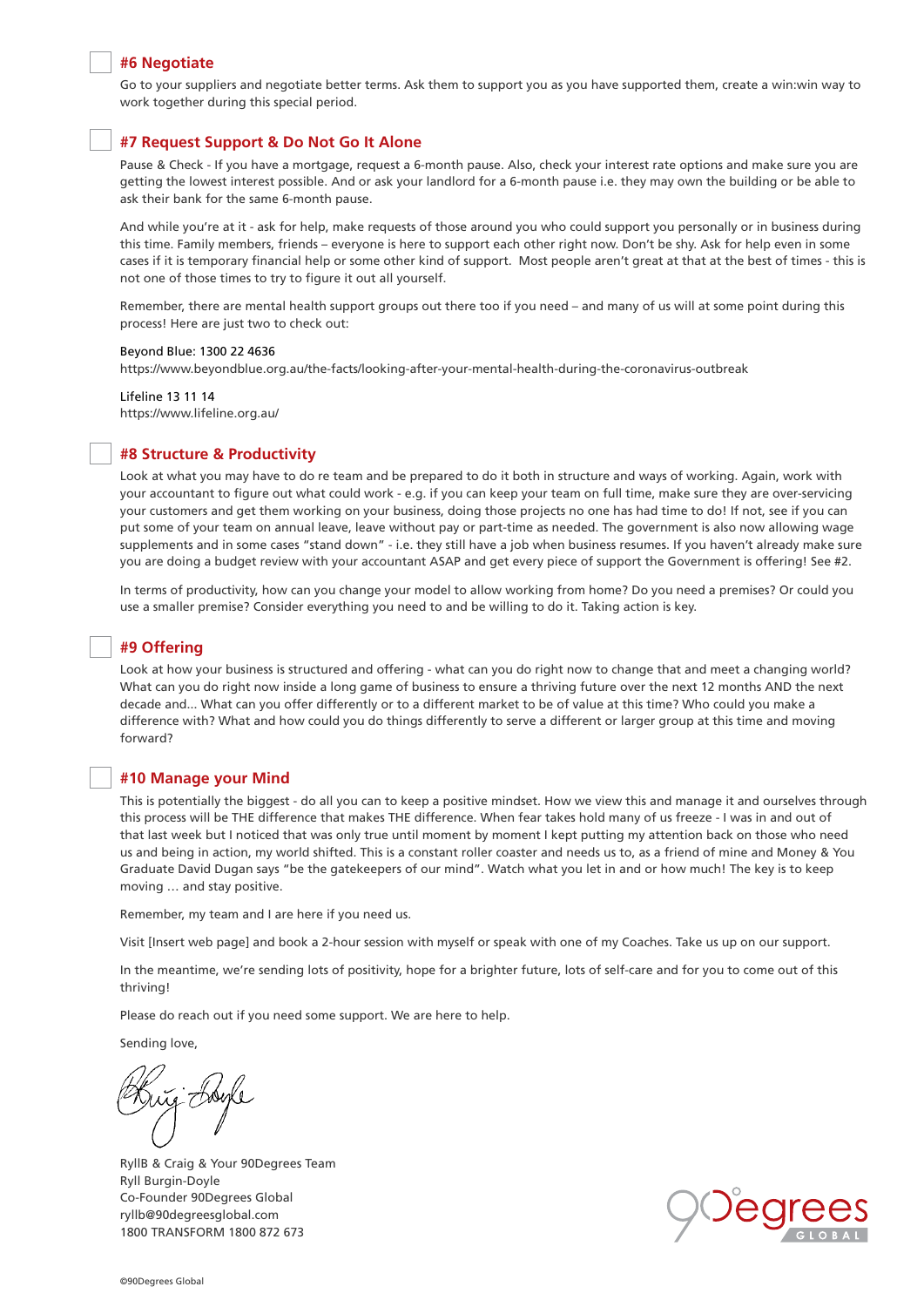## #6 Negotiate

Go to your suppliers and negotiate better terms. Ask them to support you as you have supported them, create a win:win way to work together during this special period.

## #7 Request Support & Do Not Go It Alone

Pause & Check - If you have a mortgage, request a 6-month pause. Also, check your interest rate options and make sure you are getting the lowest interest possible. And or ask your landlord for a 6-month pause i.e. they may own the building or be able to ask their bank for the same 6-month pause.

And while you're at it - ask for help, make requests of those around you who could support you personally or in business during this time. Family members, friends – everyone is here to support each other right now. Don't be shy. Ask for help even in some cases if it is temporary financial help or some other kind of support. Most people aren't great at that at the best of times - this is not one of those times to try to figure it out all yourself.

Remember, there are mental health support groups out there too if you need – and many of us will at some point during this process! Here are just two to check out:

Beyond Blue: 1300 22 4636
https://www.beyondblue.org.au/the-facts/looking-after-your-mental-health-during-the-coronavirus-outbreak

Lifeline 13 11 14
https://www.lifeline.org.au/

## #8 Structure & Productivity

Look at what you may have to do re team and be prepared to do it both in structure and ways of working. Again, work with your accountant to figure out what could work - e.g. if you can keep your team on full time, make sure they are over-servicing your customers and get them working on your business, doing those projects no one has had time to do! If not, see if you can put some of your team on annual leave, leave without pay or part-time as needed. The government is also now allowing wage supplements and in some cases "stand down" - i.e. they still have a job when business resumes. If you haven't already make sure you are doing a budget review with your accountant ASAP and get every piece of support the Government is offering! See #2.

In terms of productivity, how can you change your model to allow working from home? Do you need a premises? Or could you use a smaller premise? Consider everything you need to and be willing to do it. Taking action is key.

## #9 Offering

Look at how your business is structured and offering - what can you do right now to change that and meet a changing world? What can you do right now inside a long game of business to ensure a thriving future over the next 12 months AND the next decade and... What can you offer differently or to a different market to be of value at this time? Who could you make a difference with? What and how could you do things differently to serve a different or larger group at this time and moving forward?

## #10 Manage your Mind

This is potentially the biggest - do all you can to keep a positive mindset. How we view this and manage it and ourselves through this process will be THE difference that makes THE difference. When fear takes hold many of us freeze - I was in and out of that last week but I noticed that was only true until moment by moment I kept putting my attention back on those who need us and being in action, my world shifted. This is a constant roller coaster and needs us to, as a friend of mine and Money & You Graduate David Dugan says "be the gatekeepers of our mind". Watch what you let in and or how much! The key is to keep moving … and stay positive.

Remember, my team and I are here if you need us.

Visit [Insert web page] and book a 2-hour session with myself or speak with one of my Coaches. Take us up on our support.

In the meantime, we're sending lots of positivity, hope for a brighter future, lots of self-care and for you to come out of this thriving!

Please do reach out if you need some support. We are here to help.

Sending love,

RyllB & Craig & Your 90Degrees Team
Ryll Burgin-Doyle
Co-Founder 90Degrees Global
ryllb@90degreesglobal.com
1800 TRANSFORM 1800 872 673

©90Degrees Global